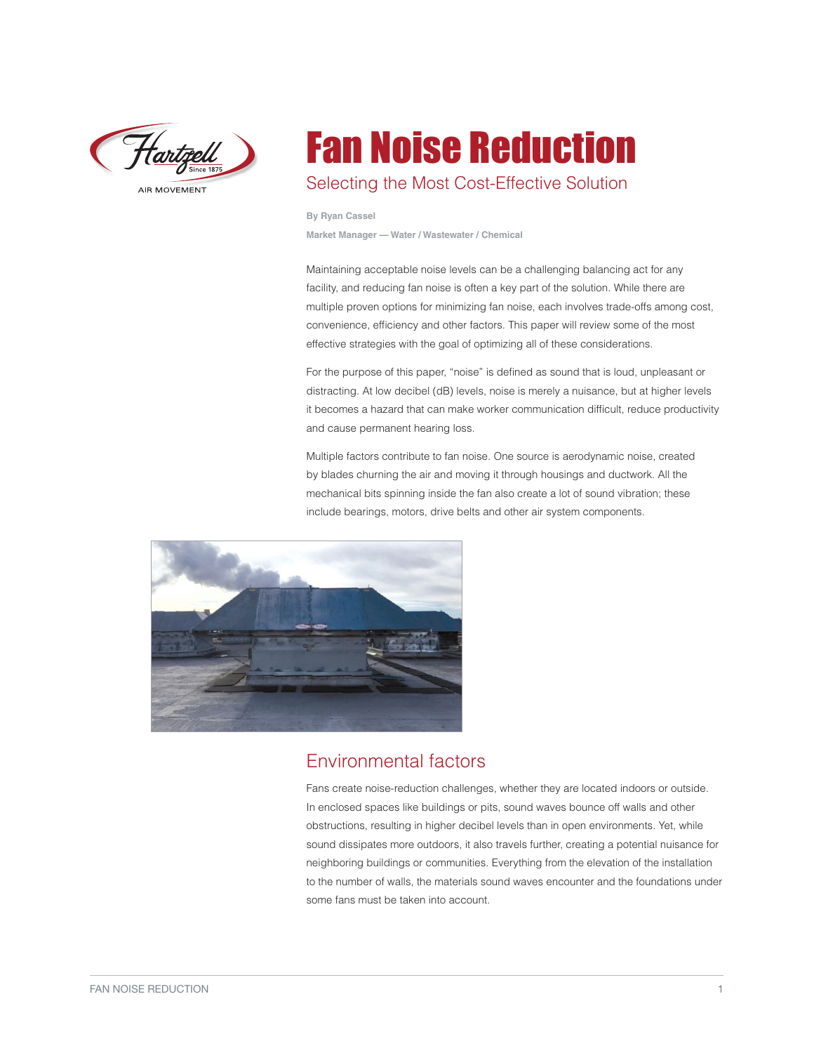# Fan Noise Reduction

## Selecting the Most Cost-Effective Solution

**By Ryan Cassel**

**Market Manager — Water / Wastewater / Chemical**

Maintaining acceptable noise levels can be a challenging balancing act for any facility, and reducing fan noise is often a key part of the solution. While there are multiple proven options for minimizing fan noise, each involves trade-offs among cost, convenience, efficiency and other factors. This paper will review some of the most effective strategies with the goal of optimizing all of these considerations.

For the purpose of this paper, "noise" is defined as sound that is loud, unpleasant or distracting. At low decibel (dB) levels, noise is merely a nuisance, but at higher levels it becomes a hazard that can make worker communication difficult, reduce productivity and cause permanent hearing loss.

Multiple factors contribute to fan noise. One source is aerodynamic noise, created by blades churning the air and moving it through housings and ductwork. All the mechanical bits spinning inside the fan also create a lot of sound vibration; these include bearings, motors, drive belts and other air system components.

## Environmental factors

Fans create noise-reduction challenges, whether they are located indoors or outside. In enclosed spaces like buildings or pits, sound waves bounce off walls and other obstructions, resulting in higher decibel levels than in open environments. Yet, while sound dissipates more outdoors, it also travels further, creating a potential nuisance for neighboring buildings or communities. Everything from the elevation of the installation to the number of walls, the materials sound waves encounter and the foundations under some fans must be taken into account.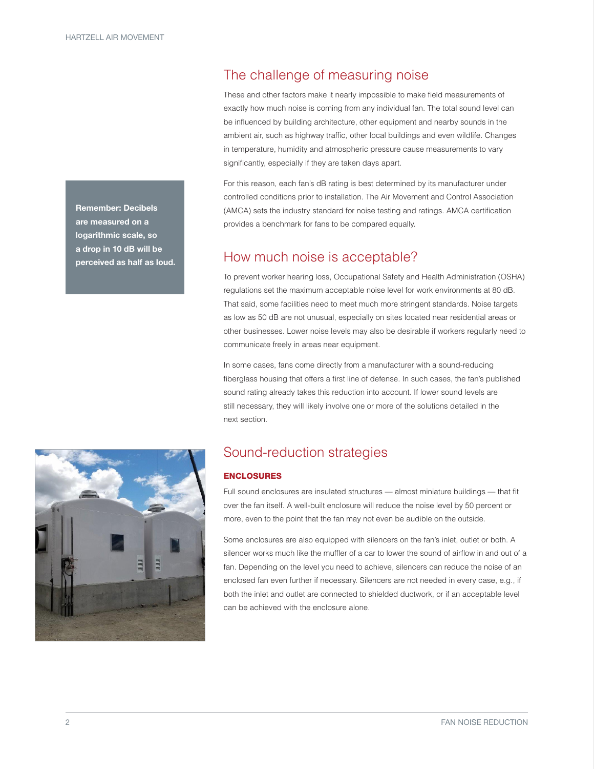## The challenge of measuring noise

These and other factors make it nearly impossible to make field measurements of exactly how much noise is coming from any individual fan. The total sound level can be influenced by building architecture, other equipment and nearby sounds in the ambient air, such as highway traffic, other local buildings and even wildlife. Changes in temperature, humidity and atmospheric pressure cause measurements to vary significantly, especially if they are taken days apart.

For this reason, each fan's dB rating is best determined by its manufacturer under controlled conditions prior to installation. The Air Movement and Control Association (AMCA) sets the industry standard for noise testing and ratings. AMCA certification provides a benchmark for fans to be compared equally.

**Remember: Decibels are measured on a logarithmic scale, so a drop in 10 dB will be perceived as half as loud.**

## How much noise is acceptable?

To prevent worker hearing loss, Occupational Safety and Health Administration (OSHA) regulations set the maximum acceptable noise level for work environments at 80 dB. That said, some facilities need to meet much more stringent standards. Noise targets as low as 50 dB are not unusual, especially on sites located near residential areas or other businesses. Lower noise levels may also be desirable if workers regularly need to communicate freely in areas near equipment.

In some cases, fans come directly from a manufacturer with a sound-reducing fiberglass housing that offers a first line of defense. In such cases, the fan's published sound rating already takes this reduction into account. If lower sound levels are still necessary, they will likely involve one or more of the solutions detailed in the next section.

## Sound-reduction strategies

### ENCLOSURES

Full sound enclosures are insulated structures — almost miniature buildings — that fit over the fan itself. A well-built enclosure will reduce the noise level by 50 percent or more, even to the point that the fan may not even be audible on the outside.

Some enclosures are also equipped with silencers on the fan's inlet, outlet or both. A silencer works much like the muffler of a car to lower the sound of airflow in and out of a fan. Depending on the level you need to achieve, silencers can reduce the noise of an enclosed fan even further if necessary. Silencers are not needed in every case, e.g., if both the inlet and outlet are connected to shielded ductwork, or if an acceptable level can be achieved with the enclosure alone.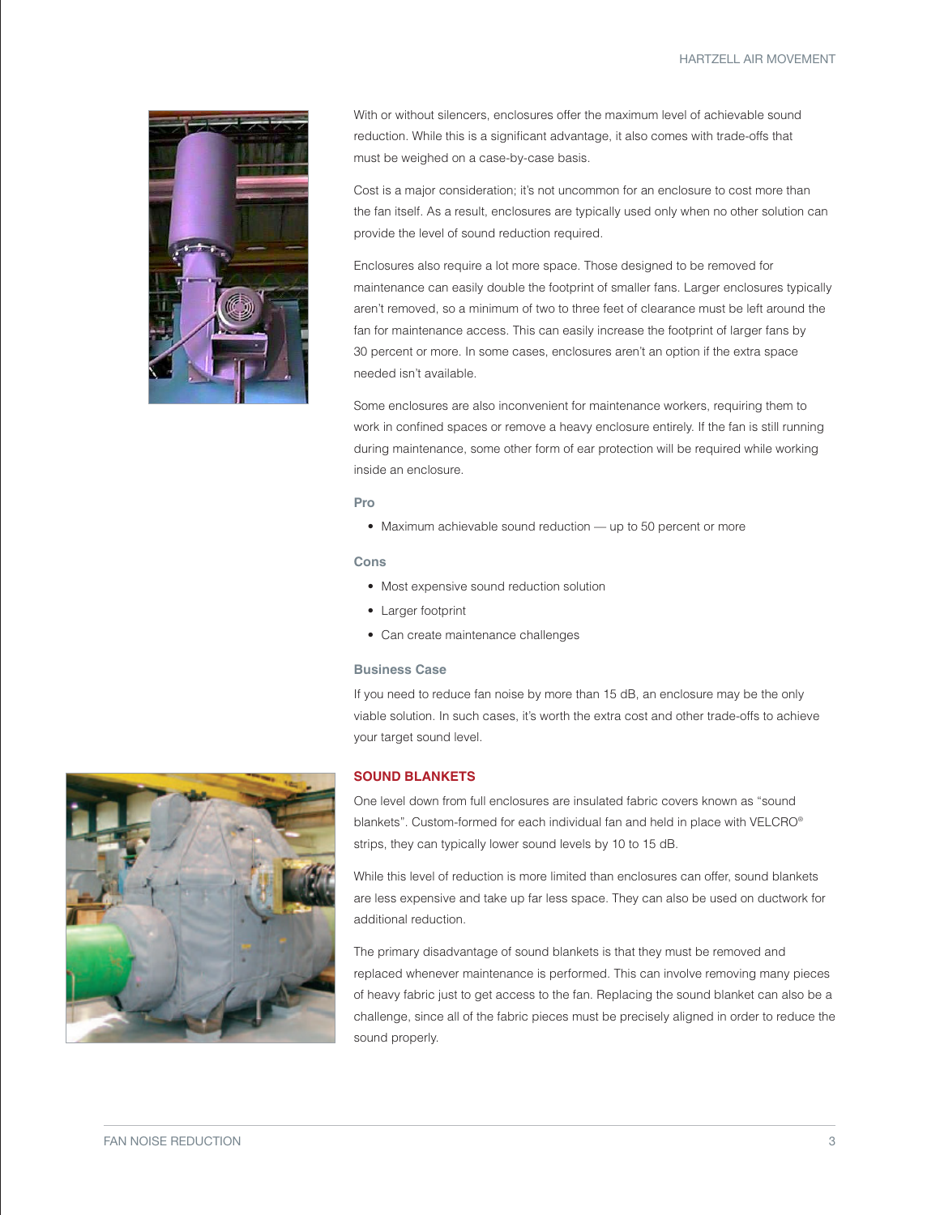With or without silencers, enclosures offer the maximum level of achievable sound reduction. While this is a significant advantage, it also comes with trade-offs that must be weighed on a case-by-case basis.

Cost is a major consideration; it's not uncommon for an enclosure to cost more than the fan itself. As a result, enclosures are typically used only when no other solution can provide the level of sound reduction required.

Enclosures also require a lot more space. Those designed to be removed for maintenance can easily double the footprint of smaller fans. Larger enclosures typically aren't removed, so a minimum of two to three feet of clearance must be left around the fan for maintenance access. This can easily increase the footprint of larger fans by 30 percent or more. In some cases, enclosures aren't an option if the extra space needed isn't available.

Some enclosures are also inconvenient for maintenance workers, requiring them to work in confined spaces or remove a heavy enclosure entirely. If the fan is still running during maintenance, some other form of ear protection will be required while working inside an enclosure.

#### Pro

- Maximum achievable sound reduction — up to 50 percent or more

#### Cons

- Most expensive sound reduction solution
- Larger footprint
- Can create maintenance challenges

#### Business Case

If you need to reduce fan noise by more than 15 dB, an enclosure may be the only viable solution. In such cases, it's worth the extra cost and other trade-offs to achieve your target sound level.

### SOUND BLANKETS

One level down from full enclosures are insulated fabric covers known as "sound blankets". Custom-formed for each individual fan and held in place with VELCRO® strips, they can typically lower sound levels by 10 to 15 dB.

While this level of reduction is more limited than enclosures can offer, sound blankets are less expensive and take up far less space. They can also be used on ductwork for additional reduction.

The primary disadvantage of sound blankets is that they must be removed and replaced whenever maintenance is performed. This can involve removing many pieces of heavy fabric just to get access to the fan. Replacing the sound blanket can also be a challenge, since all of the fabric pieces must be precisely aligned in order to reduce the sound properly.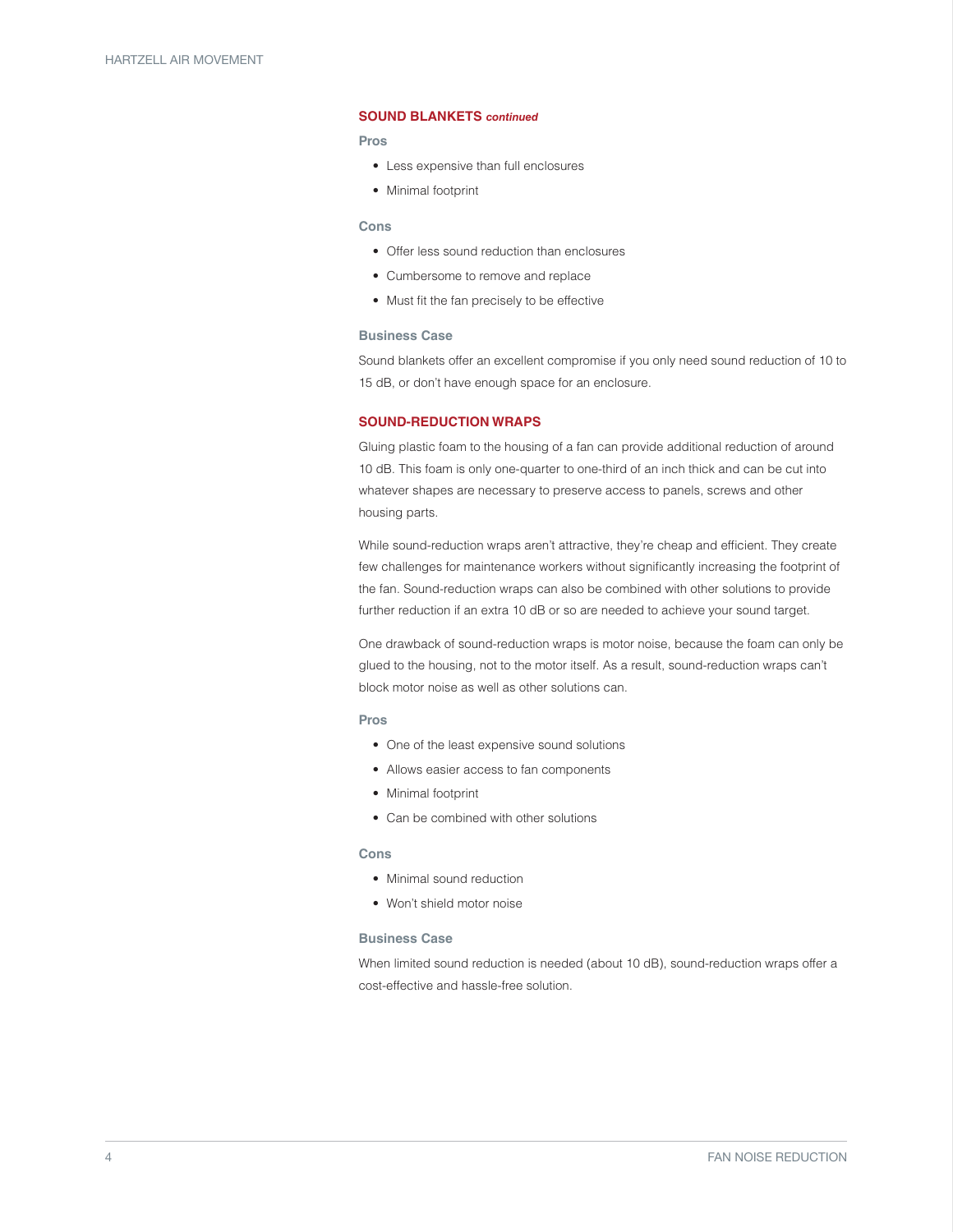## SOUND BLANKETS *continued*

### Pros

- Less expensive than full enclosures
- Minimal footprint

### Cons

- Offer less sound reduction than enclosures
- Cumbersome to remove and replace
- Must fit the fan precisely to be effective

### Business Case

Sound blankets offer an excellent compromise if you only need sound reduction of 10 to 15 dB, or don't have enough space for an enclosure.

## SOUND-REDUCTION WRAPS

Gluing plastic foam to the housing of a fan can provide additional reduction of around 10 dB. This foam is only one-quarter to one-third of an inch thick and can be cut into whatever shapes are necessary to preserve access to panels, screws and other housing parts.

While sound-reduction wraps aren't attractive, they're cheap and efficient. They create few challenges for maintenance workers without significantly increasing the footprint of the fan. Sound-reduction wraps can also be combined with other solutions to provide further reduction if an extra 10 dB or so are needed to achieve your sound target.

One drawback of sound-reduction wraps is motor noise, because the foam can only be glued to the housing, not to the motor itself. As a result, sound-reduction wraps can't block motor noise as well as other solutions can.

### Pros

- One of the least expensive sound solutions
- Allows easier access to fan components
- Minimal footprint
- Can be combined with other solutions

### Cons

- Minimal sound reduction
- Won't shield motor noise

### Business Case

When limited sound reduction is needed (about 10 dB), sound-reduction wraps offer a cost-effective and hassle-free solution.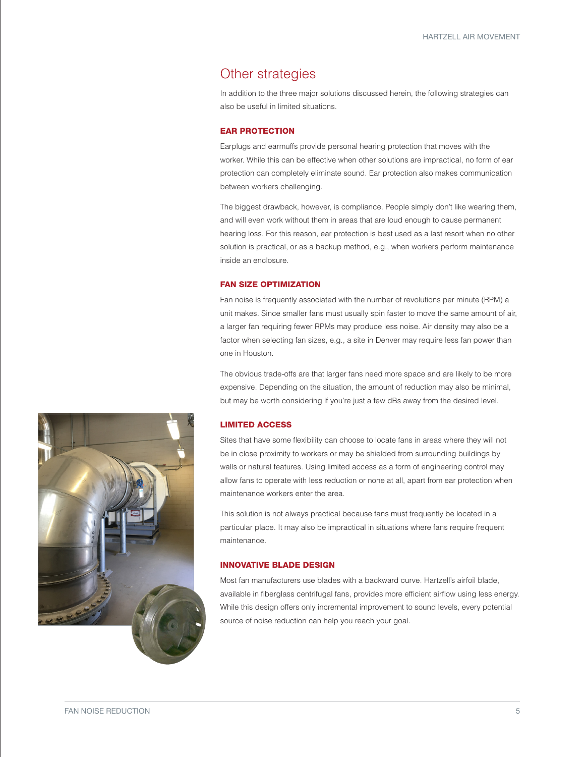## Other strategies

In addition to the three major solutions discussed herein, the following strategies can also be useful in limited situations.

### EAR PROTECTION

Earplugs and earmuffs provide personal hearing protection that moves with the worker. While this can be effective when other solutions are impractical, no form of ear protection can completely eliminate sound. Ear protection also makes communication between workers challenging.

The biggest drawback, however, is compliance. People simply don't like wearing them, and will even work without them in areas that are loud enough to cause permanent hearing loss. For this reason, ear protection is best used as a last resort when no other solution is practical, or as a backup method, e.g., when workers perform maintenance inside an enclosure.

### FAN SIZE OPTIMIZATION

Fan noise is frequently associated with the number of revolutions per minute (RPM) a unit makes. Since smaller fans must usually spin faster to move the same amount of air, a larger fan requiring fewer RPMs may produce less noise. Air density may also be a factor when selecting fan sizes, e.g., a site in Denver may require less fan power than one in Houston.

The obvious trade-offs are that larger fans need more space and are likely to be more expensive. Depending on the situation, the amount of reduction may also be minimal, but may be worth considering if you're just a few dBs away from the desired level.

### LIMITED ACCESS

Sites that have some flexibility can choose to locate fans in areas where they will not be in close proximity to workers or may be shielded from surrounding buildings by walls or natural features. Using limited access as a form of engineering control may allow fans to operate with less reduction or none at all, apart from ear protection when maintenance workers enter the area.

This solution is not always practical because fans must frequently be located in a particular place. It may also be impractical in situations where fans require frequent maintenance.

### INNOVATIVE BLADE DESIGN

Most fan manufacturers use blades with a backward curve. Hartzell's airfoil blade, available in fiberglass centrifugal fans, provides more efficient airflow using less energy. While this design offers only incremental improvement to sound levels, every potential source of noise reduction can help you reach your goal.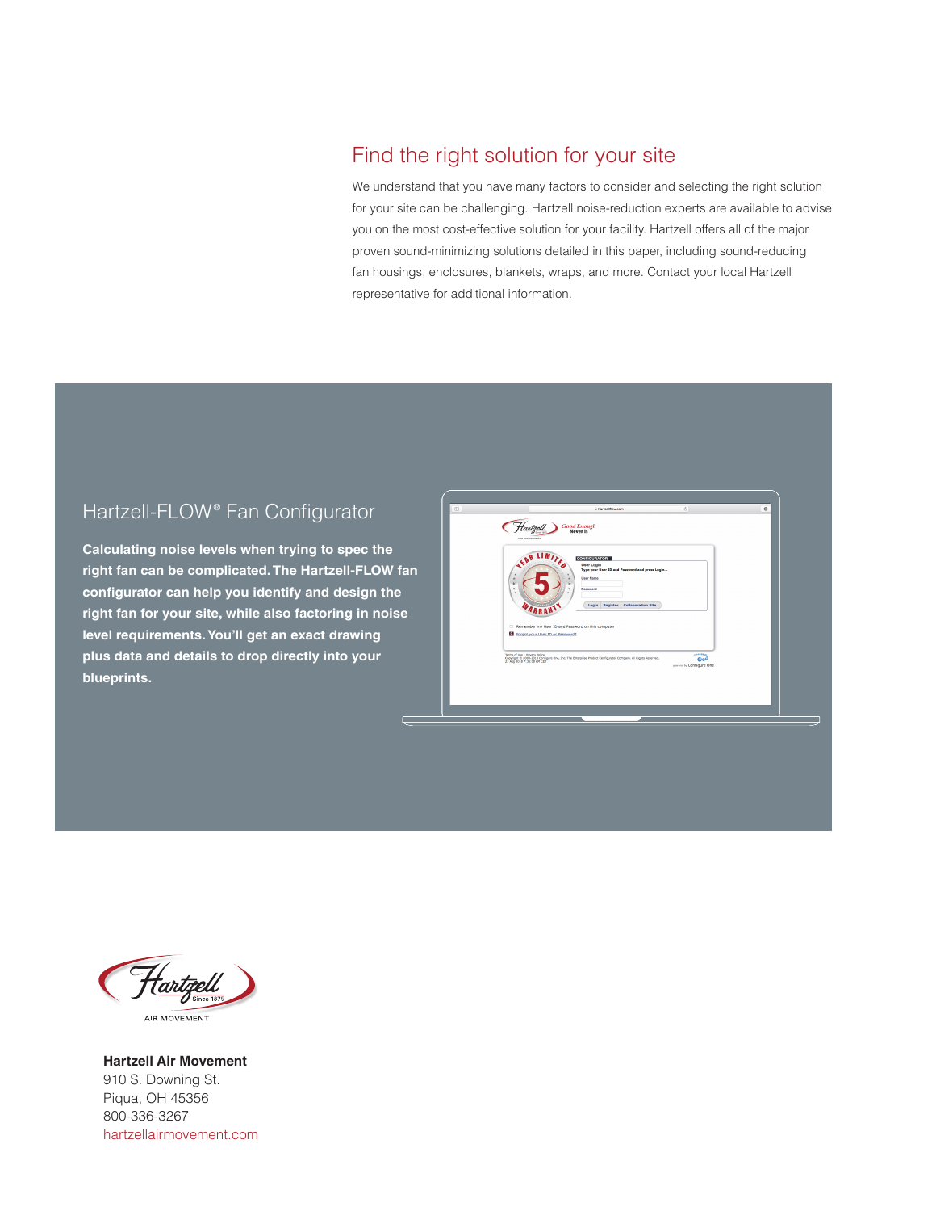## Find the right solution for your site

We understand that you have many factors to consider and selecting the right solution for your site can be challenging. Hartzell noise-reduction experts are available to advise you on the most cost-effective solution for your facility. Hartzell offers all of the major proven sound-minimizing solutions detailed in this paper, including sound-reducing fan housings, enclosures, blankets, wraps, and more. Contact your local Hartzell representative for additional information.

## Hartzell-FLOW® Fan Configurator

**Calculating noise levels when trying to spec the right fan can be complicated. The Hartzell-FLOW fan configurator can help you identify and design the right fan for your site, while also factoring in noise level requirements. You'll get an exact drawing plus data and details to drop directly into your blueprints.**

**Hartzell Air Movement**
910 S. Downing St.
Piqua, OH 45356
800-336-3267
hartzellairmovement.com